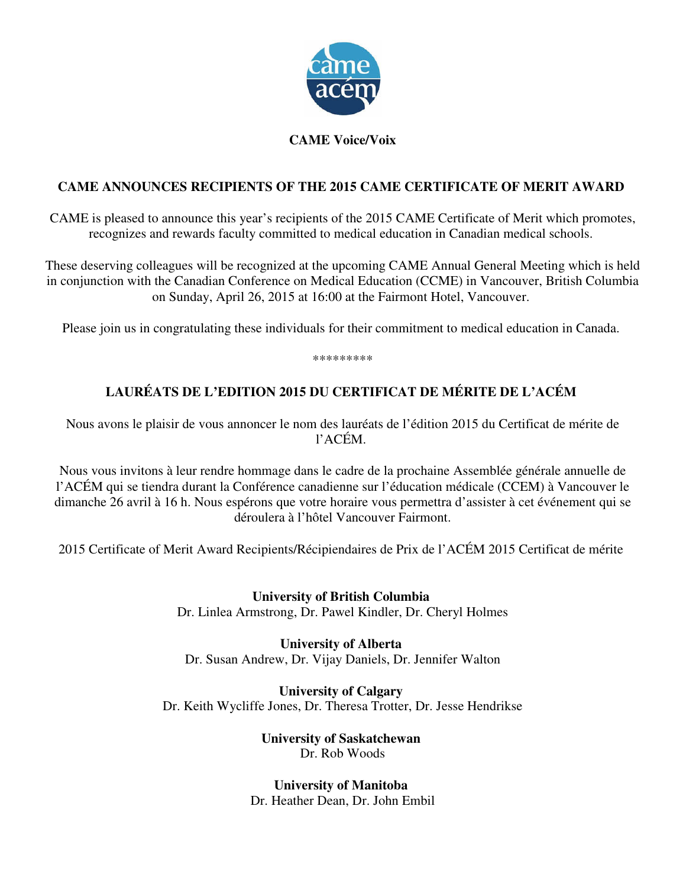**CAME Voice/Voix**

## CAME ANNOUNCES RECIPIENTS OF THE 2015 CAME CERTIFICATE OF MERIT AWARD

CAME is pleased to announce this year's recipients of the 2015 CAME Certificate of Merit which promotes, recognizes and rewards faculty committed to medical education in Canadian medical schools.

These deserving colleagues will be recognized at the upcoming CAME Annual General Meeting which is held in conjunction with the Canadian Conference on Medical Education (CCME) in Vancouver, British Columbia on Sunday, April 26, 2015 at 16:00 at the Fairmont Hotel, Vancouver.

Please join us in congratulating these individuals for their commitment to medical education in Canada.

*********

## LAURÉATS DE L'EDITION 2015 DU CERTIFICAT DE MÉRITE DE L'ACÉM

Nous avons le plaisir de vous annoncer le nom des lauréats de l'édition 2015 du Certificat de mérite de l'ACÉM.

Nous vous invitons à leur rendre hommage dans le cadre de la prochaine Assemblée générale annuelle de l'ACÉM qui se tiendra durant la Conférence canadienne sur l'éducation médicale (CCEM) à Vancouver le dimanche 26 avril à 16 h. Nous espérons que votre horaire vous permettra d'assister à cet événement qui se déroulera à l'hôtel Vancouver Fairmont.

2015 Certificate of Merit Award Recipients/Récipiendaires de Prix de l'ACÉM 2015 Certificat de mérite

**University of British Columbia**
Dr. Linlea Armstrong, Dr. Pawel Kindler, Dr. Cheryl Holmes

**University of Alberta**
Dr. Susan Andrew, Dr. Vijay Daniels, Dr. Jennifer Walton

**University of Calgary**
Dr. Keith Wycliffe Jones, Dr. Theresa Trotter, Dr. Jesse Hendrikse

**University of Saskatchewan**
Dr. Rob Woods

**University of Manitoba**
Dr. Heather Dean, Dr. John Embil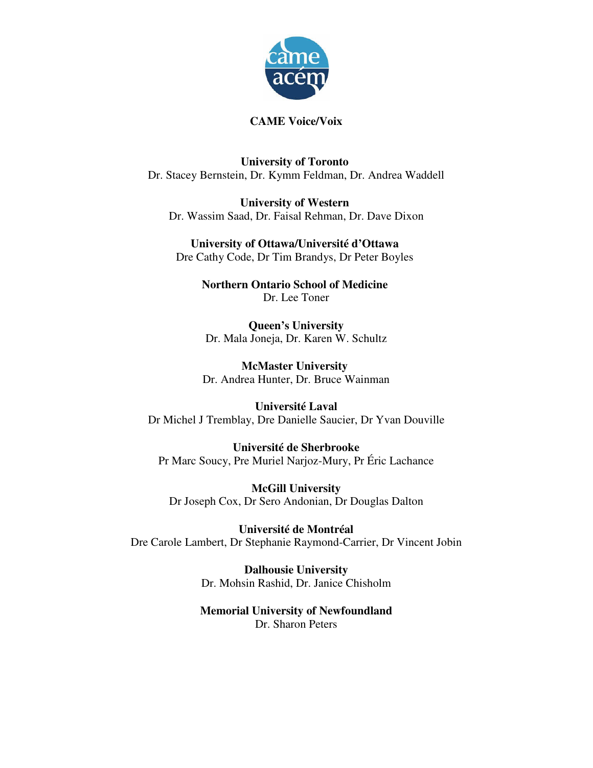**CAME Voice/Voix**

**University of Toronto**
Dr. Stacey Bernstein, Dr. Kymm Feldman, Dr. Andrea Waddell

**University of Western**
Dr. Wassim Saad, Dr. Faisal Rehman, Dr. Dave Dixon

**University of Ottawa/Université d'Ottawa**
Dre Cathy Code, Dr Tim Brandys, Dr Peter Boyles

**Northern Ontario School of Medicine**
Dr. Lee Toner

**Queen's University**
Dr. Mala Joneja, Dr. Karen W. Schultz

**McMaster University**
Dr. Andrea Hunter, Dr. Bruce Wainman

**Université Laval**
Dr Michel J Tremblay, Dre Danielle Saucier, Dr Yvan Douville

**Université de Sherbrooke**
Pr Marc Soucy, Pre Muriel Narjoz-Mury, Pr Éric Lachance

**McGill University**
Dr Joseph Cox, Dr Sero Andonian, Dr Douglas Dalton

**Université de Montréal**
Dre Carole Lambert, Dr Stephanie Raymond-Carrier, Dr Vincent Jobin

**Dalhousie University**
Dr. Mohsin Rashid, Dr. Janice Chisholm

**Memorial University of Newfoundland**
Dr. Sharon Peters